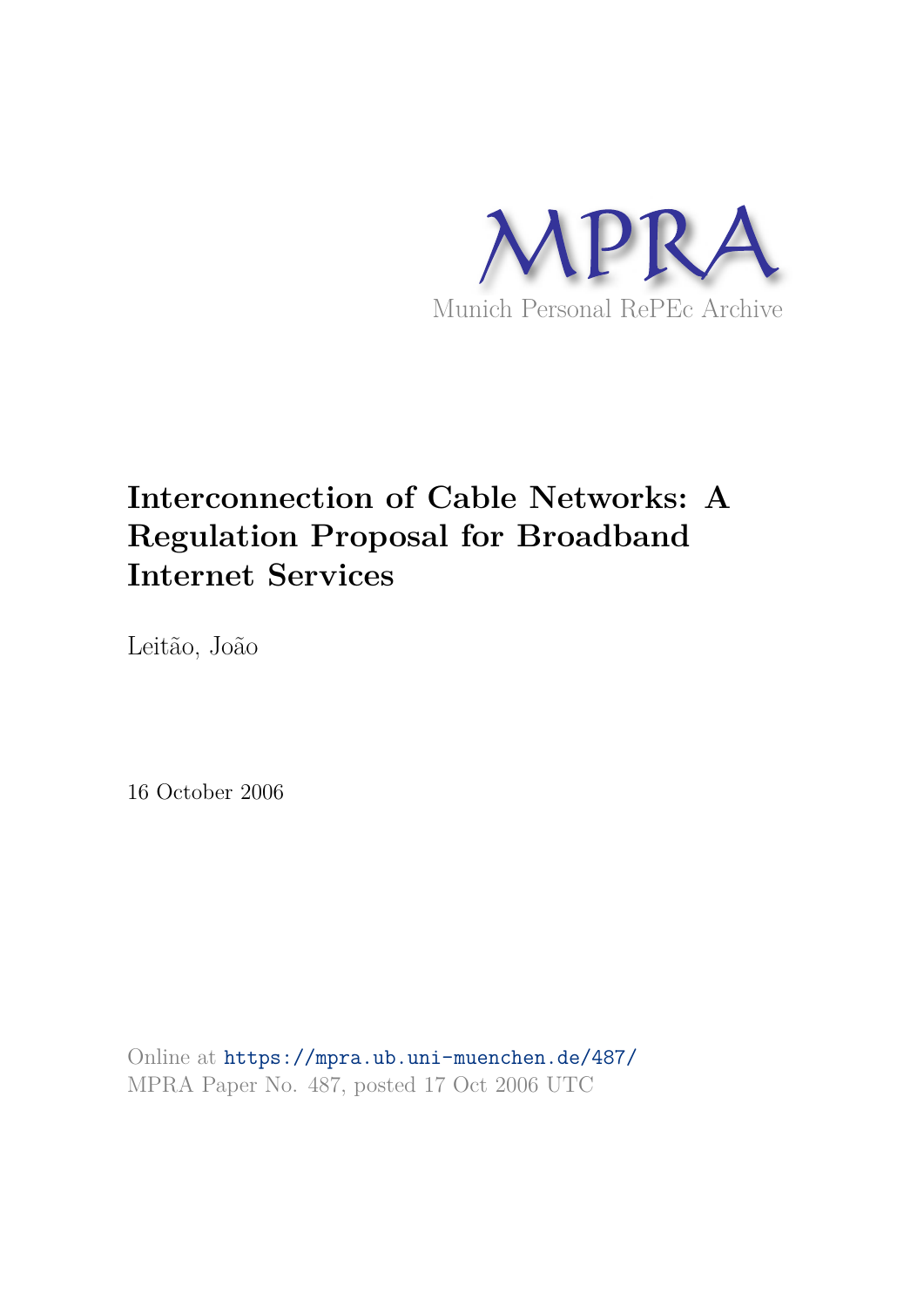MPRA

Munich Personal RePEc Archive

# Interconnection of Cable Networks: A Regulation Proposal for Broadband Internet Services

Leitão, João

16 October 2006

Online at https://mpra.ub.uni-muenchen.de/487/
MPRA Paper No. 487, posted 17 Oct 2006 UTC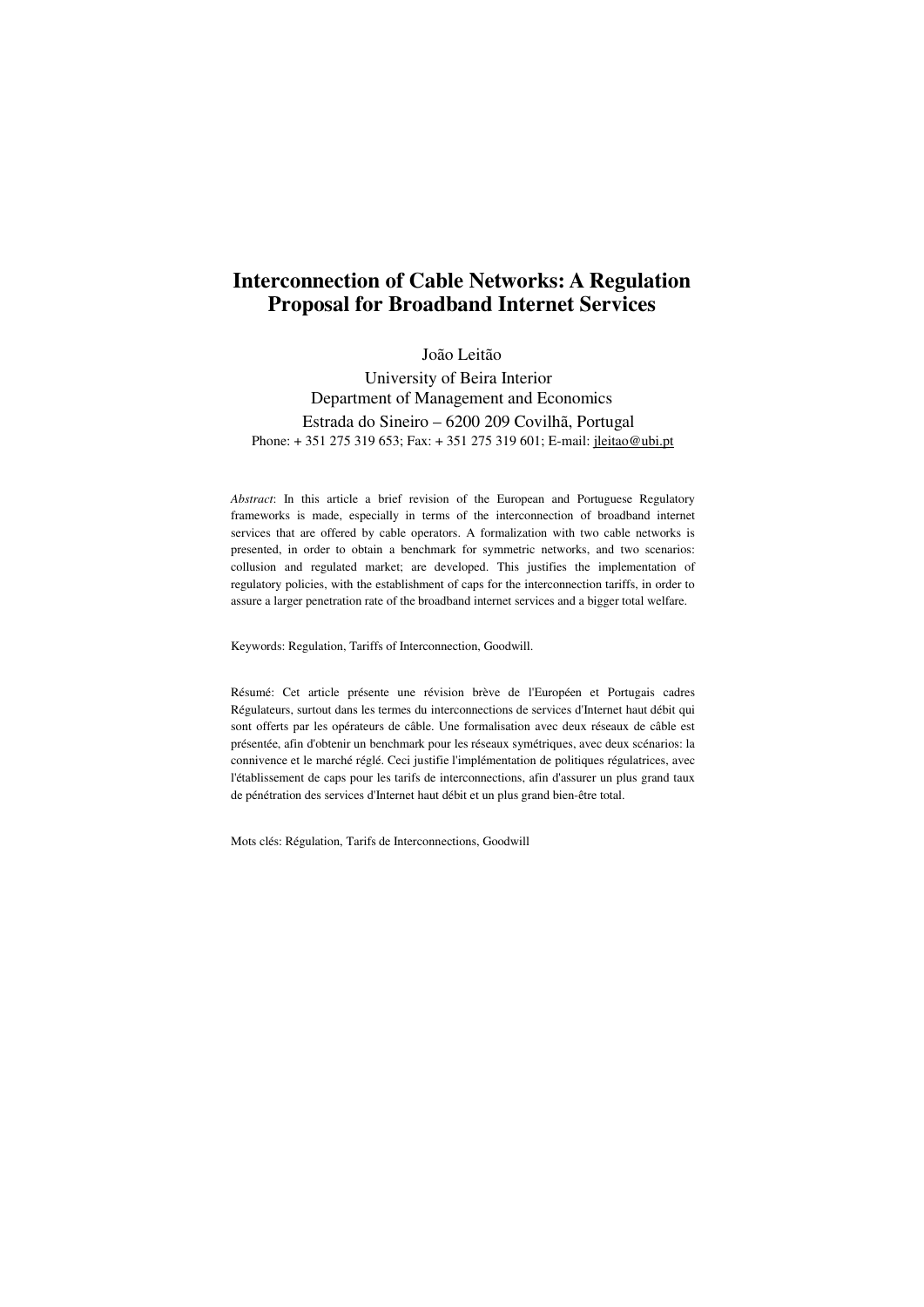# Interconnection of Cable Networks: A Regulation Proposal for Broadband Internet Services

João Leitão

University of Beira Interior
Department of Management and Economics
Estrada do Sineiro – 6200 209 Covilhã, Portugal
Phone: + 351 275 319 653; Fax: + 351 275 319 601; E-mail: jleitao@ubi.pt

*Abstract*: In this article a brief revision of the European and Portuguese Regulatory frameworks is made, especially in terms of the interconnection of broadband internet services that are offered by cable operators. A formalization with two cable networks is presented, in order to obtain a benchmark for symmetric networks, and two scenarios: collusion and regulated market; are developed. This justifies the implementation of regulatory policies, with the establishment of caps for the interconnection tariffs, in order to assure a larger penetration rate of the broadband internet services and a bigger total welfare.

Keywords: Regulation, Tariffs of Interconnection, Goodwill.

Résumé: Cet article présente une révision brève de l'Européen et Portugais cadres Régulateurs, surtout dans les termes du interconnections de services d'Internet haut débit qui sont offerts par les opérateurs de câble. Une formalisation avec deux réseaux de câble est présentée, afin d'obtenir un benchmark pour les réseaux symétriques, avec deux scénarios: la connivence et le marché réglé. Ceci justifie l'implémentation de politiques régulatrices, avec l'établissement de caps pour les tarifs de interconnections, afin d'assurer un plus grand taux de pénétration des services d'Internet haut débit et un plus grand bien-être total.

Mots clés: Régulation, Tarifs de Interconnections, Goodwill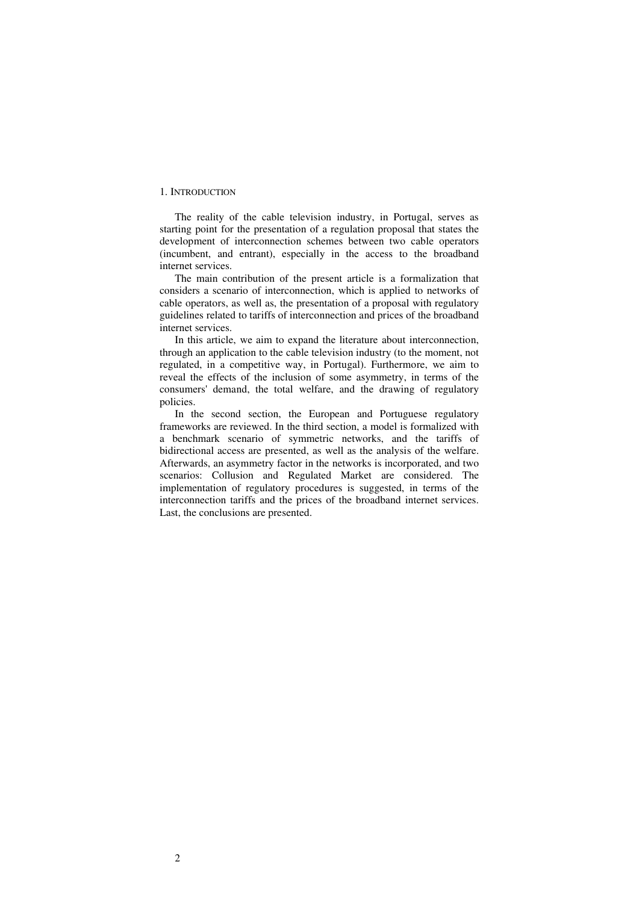## 1. Introduction

The reality of the cable television industry, in Portugal, serves as starting point for the presentation of a regulation proposal that states the development of interconnection schemes between two cable operators (incumbent, and entrant), especially in the access to the broadband internet services.

The main contribution of the present article is a formalization that considers a scenario of interconnection, which is applied to networks of cable operators, as well as, the presentation of a proposal with regulatory guidelines related to tariffs of interconnection and prices of the broadband internet services.

In this article, we aim to expand the literature about interconnection, through an application to the cable television industry (to the moment, not regulated, in a competitive way, in Portugal). Furthermore, we aim to reveal the effects of the inclusion of some asymmetry, in terms of the consumers' demand, the total welfare, and the drawing of regulatory policies.

In the second section, the European and Portuguese regulatory frameworks are reviewed. In the third section, a model is formalized with a benchmark scenario of symmetric networks, and the tariffs of bidirectional access are presented, as well as the analysis of the welfare. Afterwards, an asymmetry factor in the networks is incorporated, and two scenarios: Collusion and Regulated Market are considered. The implementation of regulatory procedures is suggested, in terms of the interconnection tariffs and the prices of the broadband internet services. Last, the conclusions are presented.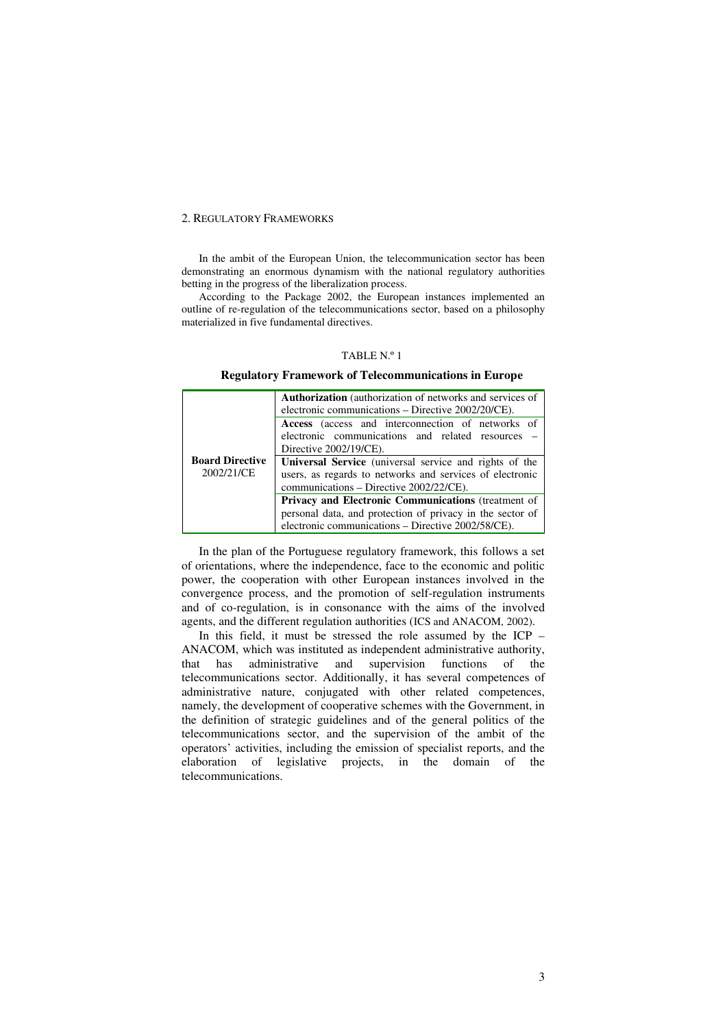## 2. Regulatory Frameworks

In the ambit of the European Union, the telecommunication sector has been demonstrating an enormous dynamism with the national regulatory authorities betting in the progress of the liberalization process.

According to the Package 2002, the European instances implemented an outline of re-regulation of the telecommunications sector, based on a philosophy materialized in five fundamental directives.

TABLE N.º 1

**Regulatory Framework of Telecommunications in Europe**

| | |
|---|---|
| **Board Directive** 2002/21/CE | **Authorization** (authorization of networks and services of electronic communications – Directive 2002/20/CE). |
| | **Access** (access and interconnection of networks of electronic communications and related resources – Directive 2002/19/CE). |
| | **Universal Service** (universal service and rights of the users, as regards to networks and services of electronic communications – Directive 2002/22/CE). |
| | **Privacy and Electronic Communications** (treatment of personal data, and protection of privacy in the sector of electronic communications – Directive 2002/58/CE). |

In the plan of the Portuguese regulatory framework, this follows a set of orientations, where the independence, face to the economic and politic power, the cooperation with other European instances involved in the convergence process, and the promotion of self-regulation instruments and of co-regulation, is in consonance with the aims of the involved agents, and the different regulation authorities (ICS and ANACOM, 2002).

In this field, it must be stressed the role assumed by the ICP – ANACOM, which was instituted as independent administrative authority, that has administrative and supervision functions of the telecommunications sector. Additionally, it has several competences of administrative nature, conjugated with other related competences, namely, the development of cooperative schemes with the Government, in the definition of strategic guidelines and of the general politics of the telecommunications sector, and the supervision of the ambit of the operators' activities, including the emission of specialist reports, and the elaboration of legislative projects, in the domain of the telecommunications.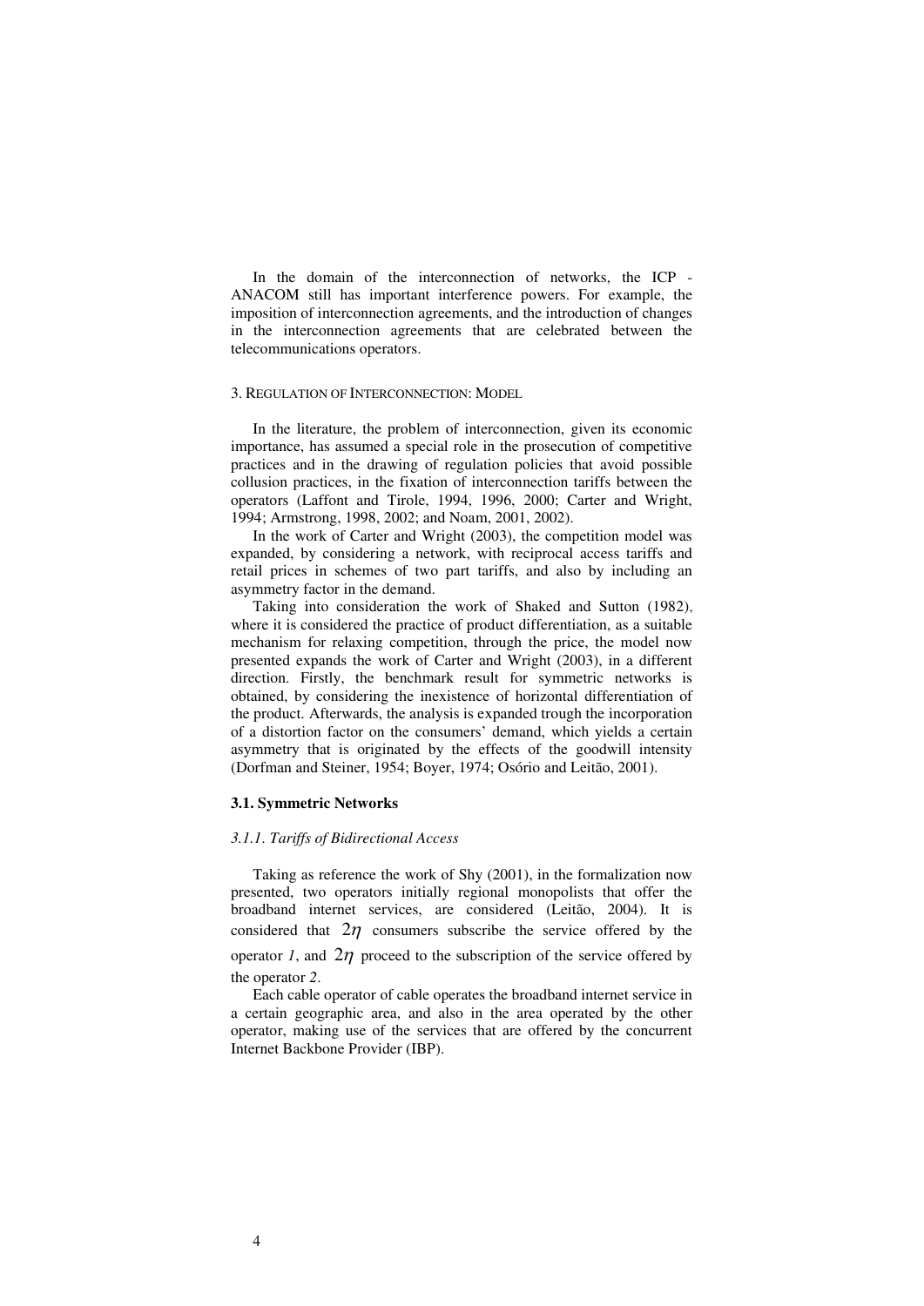In the domain of the interconnection of networks, the ICP - ANACOM still has important interference powers. For example, the imposition of interconnection agreements, and the introduction of changes in the interconnection agreements that are celebrated between the telecommunications operators.

## 3. Regulation of Interconnection: Model

In the literature, the problem of interconnection, given its economic importance, has assumed a special role in the prosecution of competitive practices and in the drawing of regulation policies that avoid possible collusion practices, in the fixation of interconnection tariffs between the operators (Laffont and Tirole, 1994, 1996, 2000; Carter and Wright, 1994; Armstrong, 1998, 2002; and Noam, 2001, 2002).

In the work of Carter and Wright (2003), the competition model was expanded, by considering a network, with reciprocal access tariffs and retail prices in schemes of two part tariffs, and also by including an asymmetry factor in the demand.

Taking into consideration the work of Shaked and Sutton (1982), where it is considered the practice of product differentiation, as a suitable mechanism for relaxing competition, through the price, the model now presented expands the work of Carter and Wright (2003), in a different direction. Firstly, the benchmark result for symmetric networks is obtained, by considering the inexistence of horizontal differentiation of the product. Afterwards, the analysis is expanded trough the incorporation of a distortion factor on the consumers' demand, which yields a certain asymmetry that is originated by the effects of the goodwill intensity (Dorfman and Steiner, 1954; Boyer, 1974; Osório and Leitão, 2001).

### 3.1. Symmetric Networks

#### *3.1.1. Tariffs of Bidirectional Access*

Taking as reference the work of Shy (2001), in the formalization now presented, two operators initially regional monopolists that offer the broadband internet services, are considered (Leitão, 2004). It is considered that $2\eta$ consumers subscribe the service offered by the operator *1*, and $2\eta$ proceed to the subscription of the service offered by the operator *2*.

Each cable operator of cable operates the broadband internet service in a certain geographic area, and also in the area operated by the other operator, making use of the services that are offered by the concurrent Internet Backbone Provider (IBP).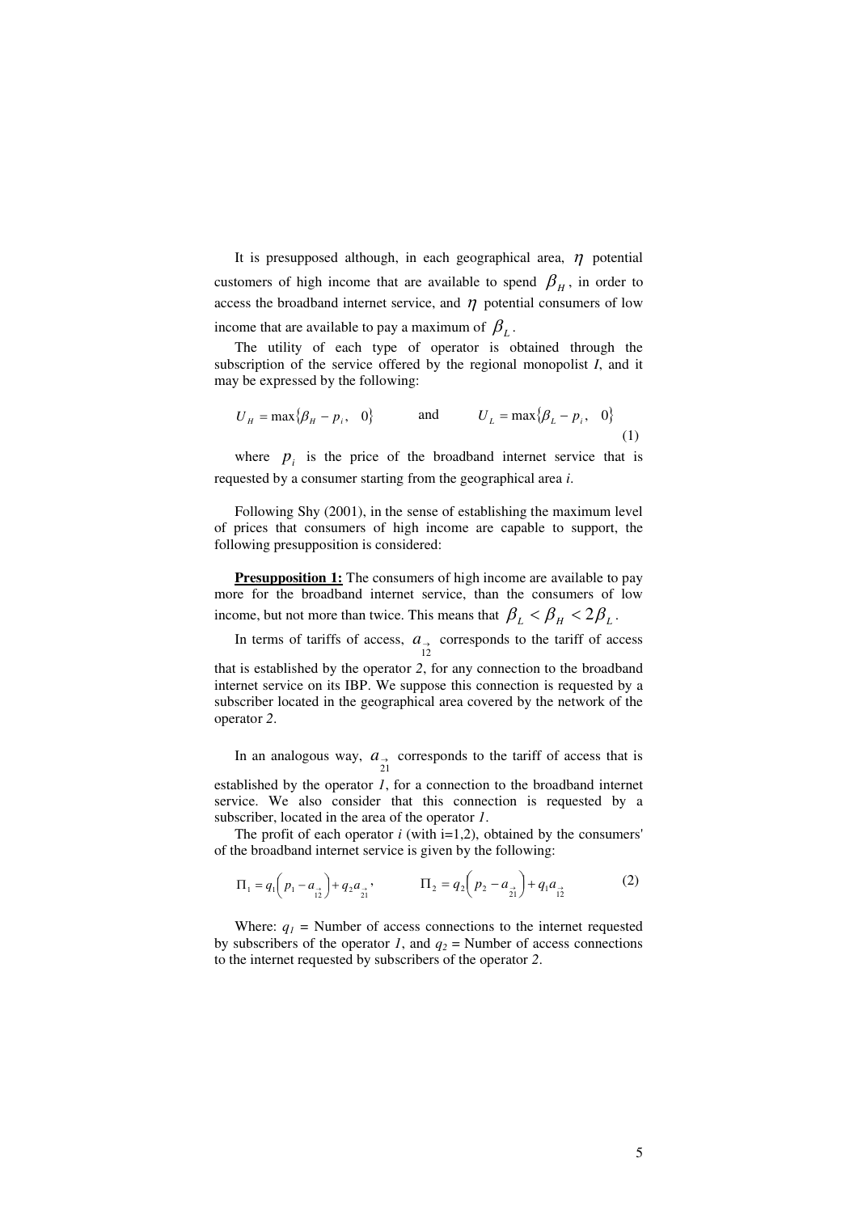It is presupposed although, in each geographical area, $\eta$ potential customers of high income that are available to spend $\beta_H$, in order to access the broadband internet service, and $\eta$ potential consumers of low income that are available to pay a maximum of $\beta_L$.

The utility of each type of operator is obtained through the subscription of the service offered by the regional monopolist *I*, and it may be expressed by the following:

$$U_H = \max\{\beta_H - p_i, \quad 0\} \qquad \text{and} \qquad U_L = \max\{\beta_L - p_i, \quad 0\} \tag{1}$$

where $p_i$ is the price of the broadband internet service that is requested by a consumer starting from the geographical area *i*.

Following Shy (2001), in the sense of establishing the maximum level of prices that consumers of high income are capable to support, the following presupposition is considered:

**Presupposition 1:** The consumers of high income are available to pay more for the broadband internet service, than the consumers of low income, but not more than twice. This means that $\beta_L < \beta_H < 2\beta_L$.

In terms of tariffs of access, $a_{\overrightarrow{12}}$ corresponds to the tariff of access that is established by the operator *2*, for any connection to the broadband internet service on its IBP. We suppose this connection is requested by a subscriber located in the geographical area covered by the network of the operator *2*.

In an analogous way, $a_{\overrightarrow{21}}$ corresponds to the tariff of access that is established by the operator *1*, for a connection to the broadband internet service. We also consider that this connection is requested by a subscriber, located in the area of the operator *1*.

The profit of each operator *i* (with i=1,2), obtained by the consumers' of the broadband internet service is given by the following:

$$\Pi_1 = q_1\left(p_1 - a_{\overrightarrow{12}}\right) + q_2 a_{\overrightarrow{21}}, \qquad \Pi_2 = q_2\left(p_2 - a_{\overrightarrow{21}}\right) + q_1 a_{\overrightarrow{12}} \tag{2}$$

Where: $q_1$ = Number of access connections to the internet requested by subscribers of the operator *1*, and $q_2$ = Number of access connections to the internet requested by subscribers of the operator *2*.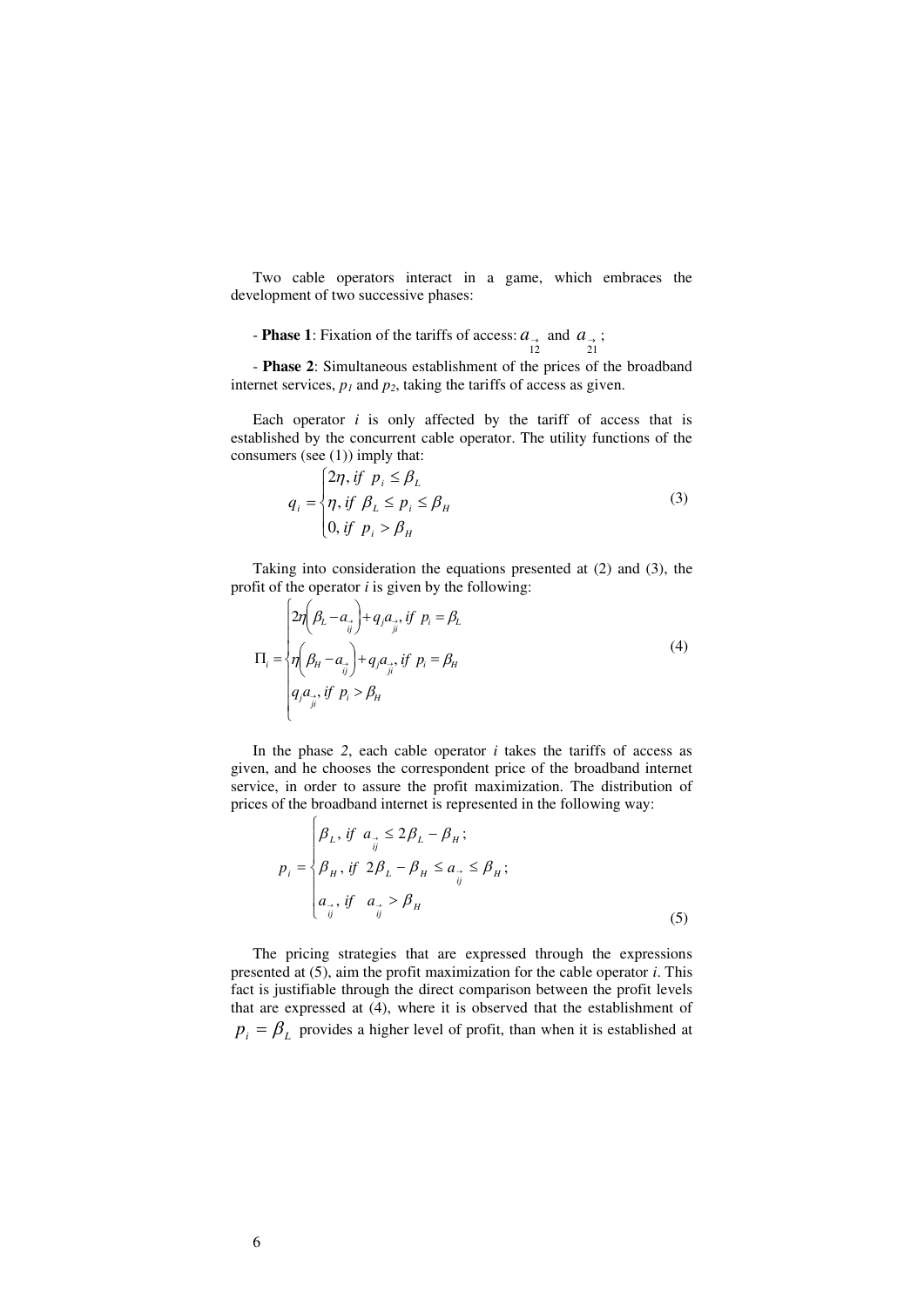Two cable operators interact in a game, which embraces the development of two successive phases:

- **Phase 1**: Fixation of the tariffs of access: $a_{\overrightarrow{12}}$ and $a_{\overrightarrow{21}}$;

- **Phase 2**: Simultaneous establishment of the prices of the broadband internet services, $p_1$ and $p_2$, taking the tariffs of access as given.

Each operator $i$ is only affected by the tariff of access that is established by the concurrent cable operator. The utility functions of the consumers (see (1)) imply that:

$$q_i = \begin{cases} 2\eta, \text{ if } \ p_i \le \beta_L \\ \eta, \text{ if } \ \beta_L \le p_i \le \beta_H \\ 0, \text{ if } \ p_i > \beta_H \end{cases} \tag{3}$$

Taking into consideration the equations presented at (2) and (3), the profit of the operator $i$ is given by the following:

$$\Pi_i = \begin{cases} 2\eta\left(\beta_L - a_{\overrightarrow{ij}}\right) + q_j a_{\overrightarrow{ji}}, \text{ if } \ p_i = \beta_L \\ \eta\left(\beta_H - a_{\overrightarrow{ij}}\right) + q_j a_{\overrightarrow{ji}}, \text{ if } \ p_i = \beta_H \\ q_j a_{\overrightarrow{ji}}, \text{ if } \ p_i > \beta_H \end{cases} \tag{4}$$

In the phase *2*, each cable operator $i$ takes the tariffs of access as given, and he chooses the correspondent price of the broadband internet service, in order to assure the profit maximization. The distribution of prices of the broadband internet is represented in the following way:

$$p_i = \begin{cases} \beta_L, \text{ if } \ a_{\overrightarrow{ij}} \le 2\beta_L - \beta_H; \\ \beta_H, \text{ if } \ 2\beta_L - \beta_H \le a_{\overrightarrow{ij}} \le \beta_H; \\ a_{\overrightarrow{ij}}, \text{ if } \ a_{\overrightarrow{ij}} > \beta_H \end{cases} \tag{5}$$

The pricing strategies that are expressed through the expressions presented at (5), aim the profit maximization for the cable operator $i$. This fact is justifiable through the direct comparison between the profit levels that are expressed at (4), where it is observed that the establishment of $p_i = \beta_L$ provides a higher level of profit, than when it is established at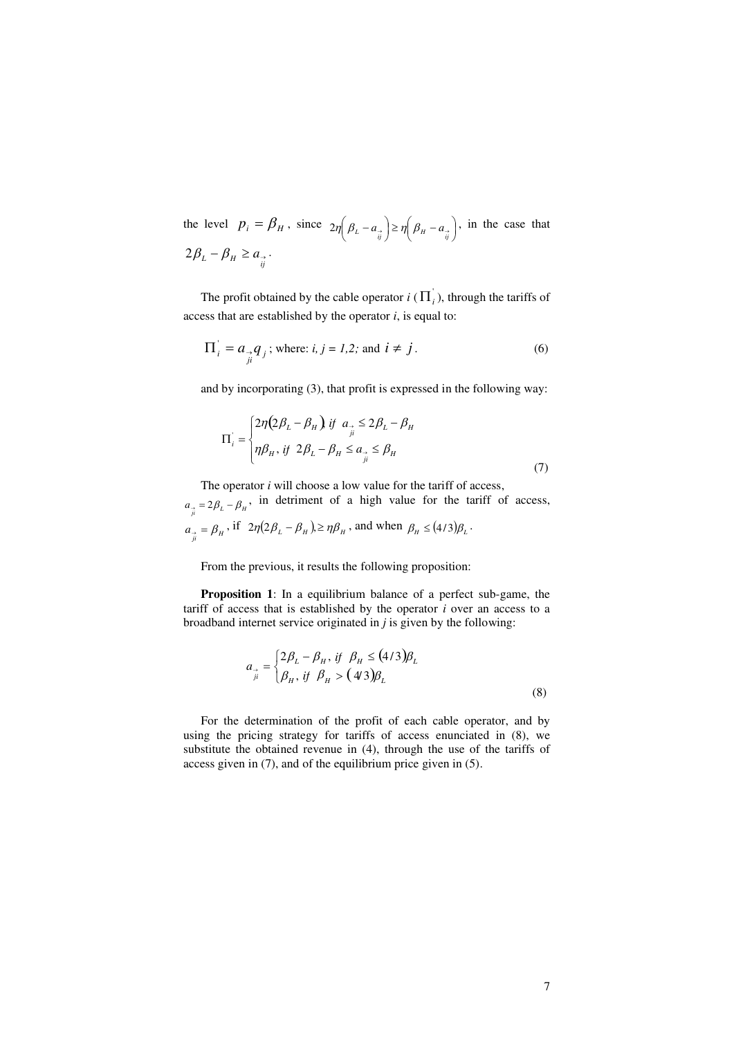the level $p_i = \beta_H$, since $2\eta\left(\beta_L - a_{\vec{ij}}\right) \geq \eta\left(\beta_H - a_{\vec{ij}}\right)$, in the case that $2\beta_L - \beta_H \geq a_{\vec{ij}}$.

The profit obtained by the cable operator *i* ($\Pi_i^{'}$), through the tariffs of access that are established by the operator *i*, is equal to:

$$\Pi_i^{'} = a_{\vec{ji}} q_j \text{; where: } i, j = 1,2; \text{ and } i \neq j. \tag{6}$$

and by incorporating (3), that profit is expressed in the following way:

$$\Pi_i^{'} = \begin{cases} 2\eta(2\beta_L - \beta_H), \; if \; a_{\vec{ji}} \leq 2\beta_L - \beta_H \\ \eta\beta_H, \; if \; 2\beta_L - \beta_H \leq a_{\vec{ji}} \leq \beta_H \end{cases} \tag{7}$$

The operator *i* will choose a low value for the tariff of access, $a_{\vec{ji}} = 2\beta_L - \beta_H$, in detriment of a high value for the tariff of access, $a_{\vec{ji}} = \beta_H$, if $2\eta(2\beta_L - \beta_H) \geq \eta\beta_H$, and when $\beta_H \leq (4/3)\beta_L$.

From the previous, it results the following proposition:

**Proposition 1**: In a equilibrium balance of a perfect sub-game, the tariff of access that is established by the operator *i* over an access to a broadband internet service originated in *j* is given by the following:

$$a_{\vec{ji}} = \begin{cases} 2\beta_L - \beta_H, \; if \; \beta_H \leq (4/3)\beta_L \\ \beta_H, \; if \; \beta_H > (4/3)\beta_L \end{cases} \tag{8}$$

For the determination of the profit of each cable operator, and by using the pricing strategy for tariffs of access enunciated in (8), we substitute the obtained revenue in (4), through the use of the tariffs of access given in (7), and of the equilibrium price given in (5).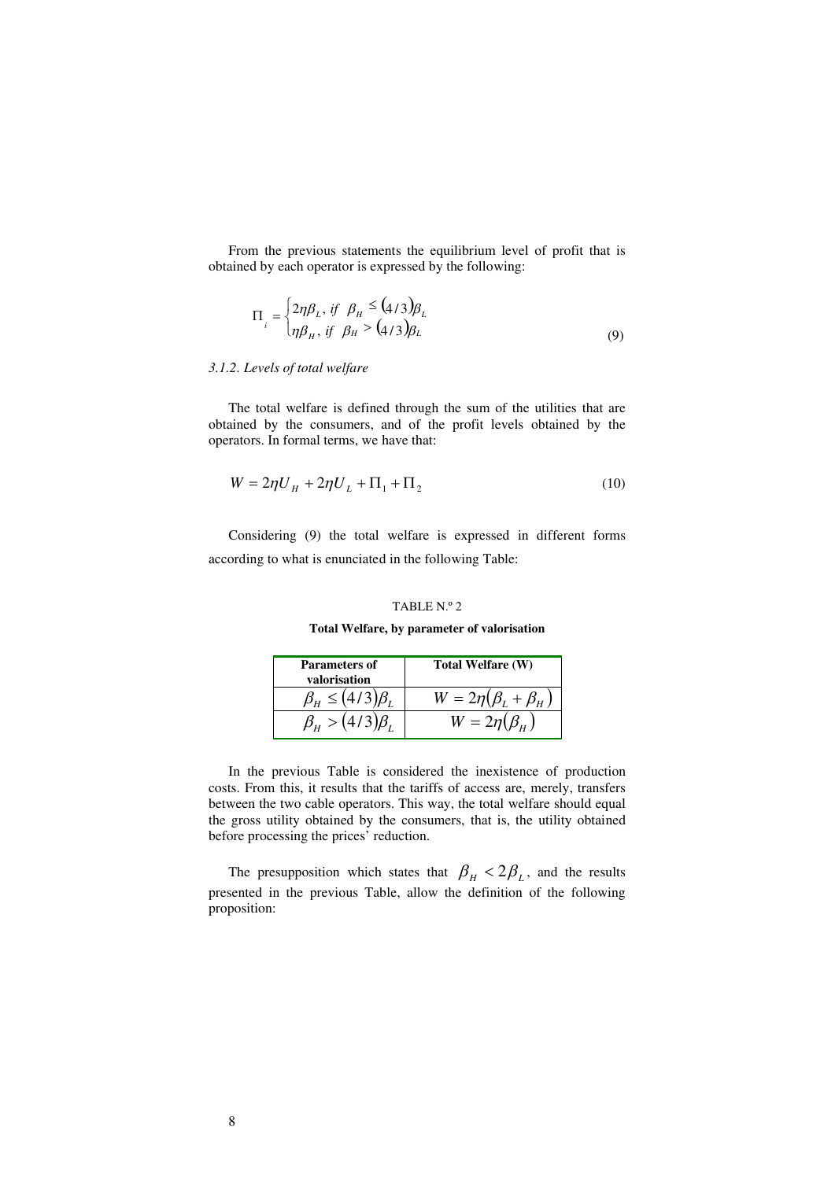From the previous statements the equilibrium level of profit that is obtained by each operator is expressed by the following:

$$\Pi_i = \begin{cases} 2\eta\beta_L, \text{ if } \beta_H \leq (4/3)\beta_L \\ \eta\beta_H, \text{ if } \beta_H > (4/3)\beta_L \end{cases} \tag{9}$$

### *3.1.2. Levels of total welfare*

The total welfare is defined through the sum of the utilities that are obtained by the consumers, and of the profit levels obtained by the operators. In formal terms, we have that:

$$W = 2\eta U_H + 2\eta U_L + \Pi_1 + \Pi_2 \tag{10}$$

Considering (9) the total welfare is expressed in different forms according to what is enunciated in the following Table:

TABLE N.º 2

**Total Welfare, by parameter of valorisation**

| **Parameters of valorisation** | **Total Welfare (W)** |
|---|---|
| $\beta_H \leq (4/3)\beta_L$ | $W = 2\eta(\beta_L + \beta_H)$ |
| $\beta_H > (4/3)\beta_L$ | $W = 2\eta(\beta_H)$ |

In the previous Table is considered the inexistence of production costs. From this, it results that the tariffs of access are, merely, transfers between the two cable operators. This way, the total welfare should equal the gross utility obtained by the consumers, that is, the utility obtained before processing the prices' reduction.

The presupposition which states that $\beta_H < 2\beta_L$, and the results presented in the previous Table, allow the definition of the following proposition: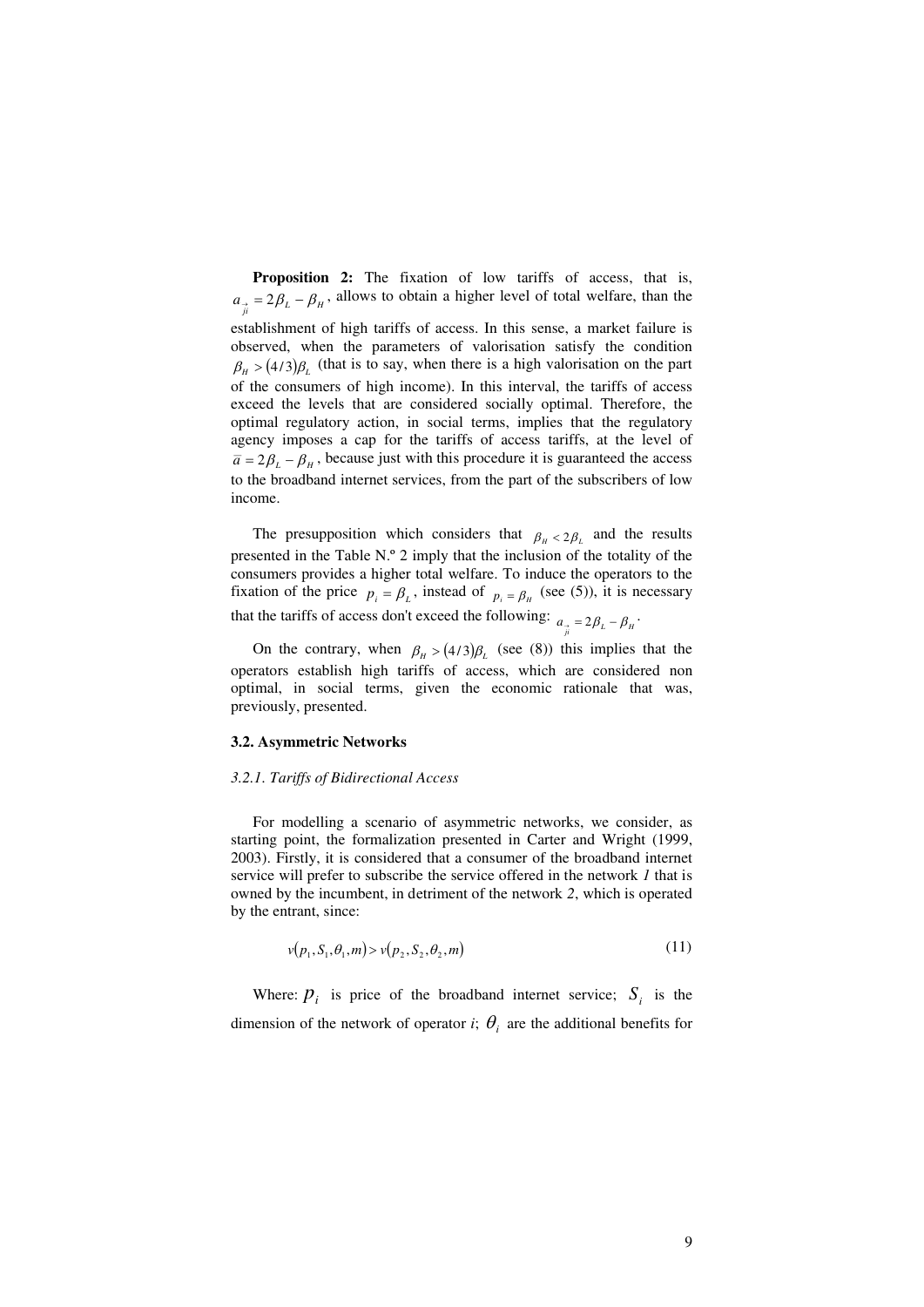**Proposition 2:** The fixation of low tariffs of access, that is, $a_{\vec{ji}} = 2\beta_L - \beta_H$, allows to obtain a higher level of total welfare, than the establishment of high tariffs of access. In this sense, a market failure is observed, when the parameters of valorisation satisfy the condition $\beta_H > (4/3)\beta_L$ (that is to say, when there is a high valorisation on the part of the consumers of high income). In this interval, the tariffs of access exceed the levels that are considered socially optimal. Therefore, the optimal regulatory action, in social terms, implies that the regulatory agency imposes a cap for the tariffs of access tariffs, at the level of $\bar{a} = 2\beta_L - \beta_H$, because just with this procedure it is guaranteed the access to the broadband internet services, from the part of the subscribers of low income.

The presupposition which considers that $\beta_H < 2\beta_L$ and the results presented in the Table N.º 2 imply that the inclusion of the totality of the consumers provides a higher total welfare. To induce the operators to the fixation of the price $p_i = \beta_L$, instead of $p_i = \beta_H$ (see (5)), it is necessary that the tariffs of access don't exceed the following: $a_{\vec{ji}} = 2\beta_L - \beta_H$.

On the contrary, when $\beta_H > (4/3)\beta_L$ (see (8)) this implies that the operators establish high tariffs of access, which are considered non optimal, in social terms, given the economic rationale that was, previously, presented.

### 3.2. Asymmetric Networks

#### *3.2.1. Tariffs of Bidirectional Access*

For modelling a scenario of asymmetric networks, we consider, as starting point, the formalization presented in Carter and Wright (1999, 2003). Firstly, it is considered that a consumer of the broadband internet service will prefer to subscribe the service offered in the network *1* that is owned by the incumbent, in detriment of the network *2*, which is operated by the entrant, since:

$$v(p_1, S_1, \theta_1, m) > v(p_2, S_2, \theta_2, m) \tag{11}$$

Where: $p_i$ is price of the broadband internet service; $S_i$ is the dimension of the network of operator *i*; $\theta_i$ are the additional benefits for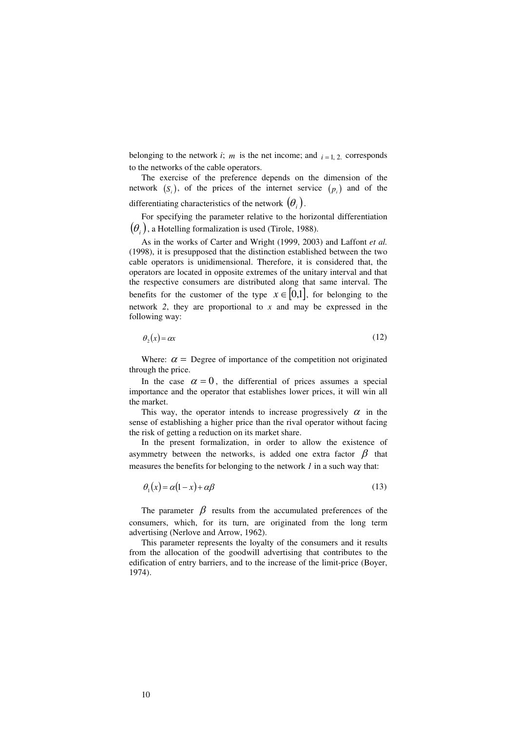belonging to the network *i*; $m$ is the net income; and $i = 1, 2.$ corresponds to the networks of the cable operators.

The exercise of the preference depends on the dimension of the network $(S_i)$, of the prices of the internet service $(p_i)$ and of the differentiating characteristics of the network $(\theta_i)$.

For specifying the parameter relative to the horizontal differentiation $(\theta_i)$, a Hotelling formalization is used (Tirole, 1988).

As in the works of Carter and Wright (1999, 2003) and Laffont *et al.* (1998), it is presupposed that the distinction established between the two cable operators is unidimensional. Therefore, it is considered that, the operators are located in opposite extremes of the unitary interval and that the respective consumers are distributed along that same interval. The benefits for the customer of the type $x \in [0,1]$, for belonging to the network *2*, they are proportional to *x* and may be expressed in the following way:

$$\theta_2(x) = \alpha x \tag{12}$$

Where: $\alpha =$ Degree of importance of the competition not originated through the price.

In the case $\alpha = 0$, the differential of prices assumes a special importance and the operator that establishes lower prices, it will win all the market.

This way, the operator intends to increase progressively $\alpha$ in the sense of establishing a higher price than the rival operator without facing the risk of getting a reduction on its market share.

In the present formalization, in order to allow the existence of asymmetry between the networks, is added one extra factor $\beta$ that measures the benefits for belonging to the network *1* in a such way that:

$$\theta_1(x) = \alpha(1 - x) + \alpha\beta \tag{13}$$

The parameter $\beta$ results from the accumulated preferences of the consumers, which, for its turn, are originated from the long term advertising (Nerlove and Arrow, 1962).

This parameter represents the loyalty of the consumers and it results from the allocation of the goodwill advertising that contributes to the edification of entry barriers, and to the increase of the limit-price (Boyer, 1974).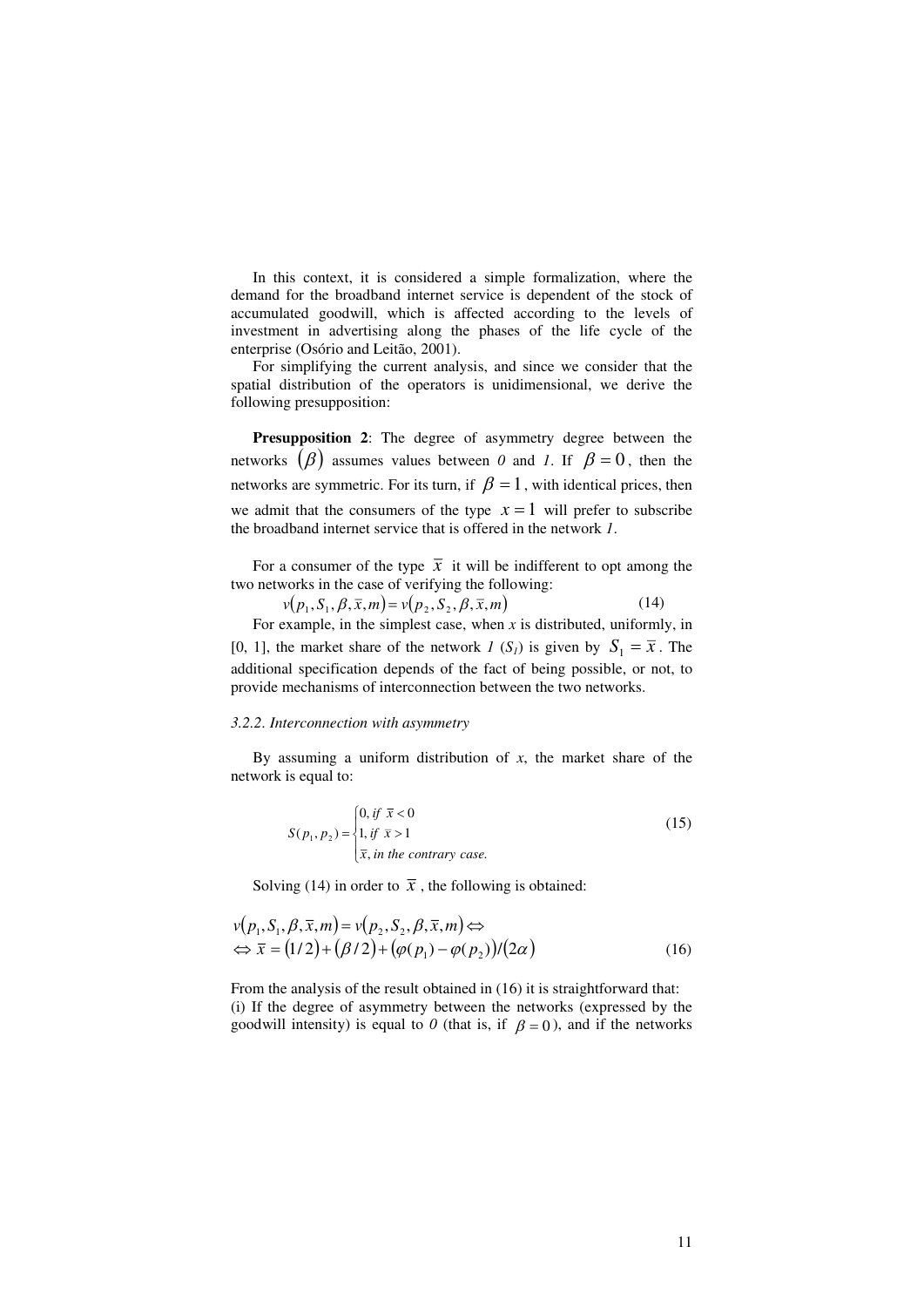In this context, it is considered a simple formalization, where the demand for the broadband internet service is dependent of the stock of accumulated goodwill, which is affected according to the levels of investment in advertising along the phases of the life cycle of the enterprise (Osório and Leitão, 2001).

For simplifying the current analysis, and since we consider that the spatial distribution of the operators is unidimensional, we derive the following presupposition:

**Presupposition 2**: The degree of asymmetry degree between the networks $(\beta)$ assumes values between *0* and *1*. If $\beta = 0$, then the networks are symmetric. For its turn, if $\beta = 1$, with identical prices, then we admit that the consumers of the type $x = 1$ will prefer to subscribe the broadband internet service that is offered in the network *1*.

For a consumer of the type $\bar{x}$ it will be indifferent to opt among the two networks in the case of verifying the following:

$$v(p_1, S_1, \beta, \bar{x}, m) = v(p_2, S_2, \beta, \bar{x}, m) \tag{14}$$

For example, in the simplest case, when *x* is distributed, uniformly, in [0, 1], the market share of the network *1* ($S_1$) is given by $S_1 = \bar{x}$. The additional specification depends of the fact of being possible, or not, to provide mechanisms of interconnection between the two networks.

*3.2.2. Interconnection with asymmetry*

By assuming a uniform distribution of *x*, the market share of the network is equal to:

$$S(p_1, p_2) = \begin{cases} 0, \textit{ if } \bar{x} < 0 \\ 1, \textit{ if } \bar{x} > 1 \\ \bar{x}, \textit{ in the contrary case.} \end{cases} \tag{15}$$

Solving (14) in order to $\bar{x}$, the following is obtained:

$$\begin{aligned} & v(p_1, S_1, \beta, \bar{x}, m) = v(p_2, S_2, \beta, \bar{x}, m) \Leftrightarrow \\ & \Leftrightarrow \bar{x} = (1/2) + (\beta/2) + (\varphi(p_1) - \varphi(p_2))/(2\alpha) \end{aligned} \tag{16}$$

From the analysis of the result obtained in (16) it is straightforward that:
(i) If the degree of asymmetry between the networks (expressed by the goodwill intensity) is equal to *0* (that is, if $\beta = 0$), and if the networks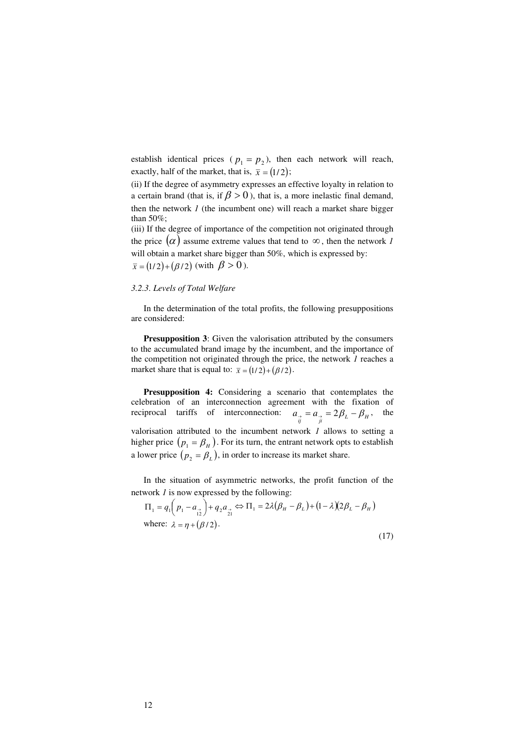establish identical prices ( $p_1 = p_2$ ), then each network will reach, exactly, half of the market, that is, $\bar{x} = (1/2)$;

(ii) If the degree of asymmetry expresses an effective loyalty in relation to a certain brand (that is, if $\beta > 0$ ), that is, a more inelastic final demand, then the network *1* (the incumbent one) will reach a market share bigger than 50%;

(iii) If the degree of importance of the competition not originated through the price $(\alpha)$ assume extreme values that tend to $\infty$, then the network *1* will obtain a market share bigger than 50%, which is expressed by: $\bar{x} = (1/2) + (\beta/2)$ (with $\beta > 0$ ).

### *3.2.3. Levels of Total Welfare*

In the determination of the total profits, the following presuppositions are considered:

**Presupposition 3**: Given the valorisation attributed by the consumers to the accumulated brand image by the incumbent, and the importance of the competition not originated through the price, the network *1* reaches a market share that is equal to: $\bar{x} = (1/2) + (\beta/2)$.

**Presupposition 4:** Considering a scenario that contemplates the celebration of an interconnection agreement with the fixation of reciprocal tariffs of interconnection: $a_{\overrightarrow{ij}} = a_{\overrightarrow{ji}} = 2\beta_L - \beta_H$, the valorisation attributed to the incumbent network *1* allows to setting a higher price $(p_1 = \beta_H)$. For its turn, the entrant network opts to establish a lower price $(p_2 = \beta_L)$, in order to increase its market share.

In the situation of asymmetric networks, the profit function of the network *1* is now expressed by the following:

$$\Pi_1 = q_1\left(p_1 - a_{\overrightarrow{12}}\right) + q_2 a_{\overrightarrow{21}} \Leftrightarrow \Pi_1 = 2\lambda(\beta_H - \beta_L) + (1-\lambda)(2\beta_L - \beta_H)$$

where: $\lambda = \eta + (\beta/2)$.

$$(17)$$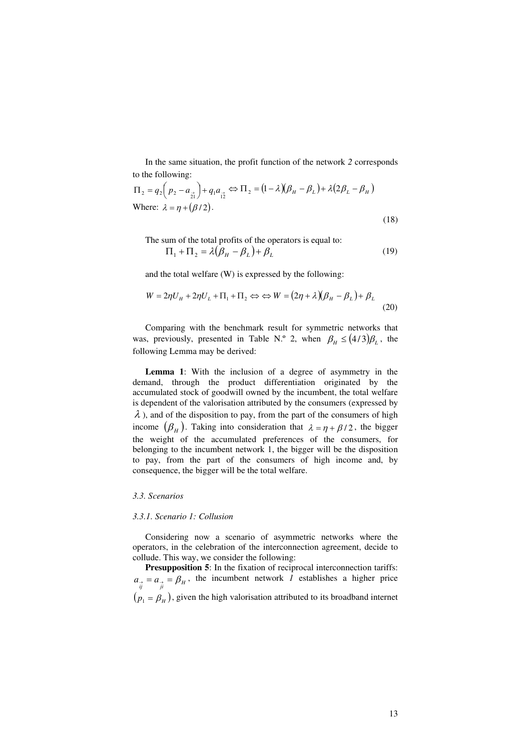In the same situation, the profit function of the network *2* corresponds to the following:

$$\Pi_2 = q_2\left(p_2 - a_{\vec{21}}\right) + q_1 a_{\vec{12}} \Leftrightarrow \Pi_2 = (1-\lambda)(\beta_H - \beta_L) + \lambda(2\beta_L - \beta_H)$$

Where: $\lambda = \eta + (\beta/2)$.

$$(18)$$

The sum of the total profits of the operators is equal to:

$$\Pi_1 + \Pi_2 = \lambda(\beta_H - \beta_L) + \beta_L \tag{19}$$

and the total welfare (W) is expressed by the following:

$$W = 2\eta U_H + 2\eta U_L + \Pi_1 + \Pi_2 \Leftrightarrow \Leftrightarrow W = (2\eta + \lambda)(\beta_H - \beta_L) + \beta_L \tag{20}$$

Comparing with the benchmark result for symmetric networks that was, previously, presented in Table N.º 2, when $\beta_H \leq (4/3)\beta_L$, the following Lemma may be derived:

**Lemma 1**: With the inclusion of a degree of asymmetry in the demand, through the product differentiation originated by the accumulated stock of goodwill owned by the incumbent, the total welfare is dependent of the valorisation attributed by the consumers (expressed by $\lambda$), and of the disposition to pay, from the part of the consumers of high income $(\beta_H)$. Taking into consideration that $\lambda = \eta + \beta/2$, the bigger the weight of the accumulated preferences of the consumers, for belonging to the incumbent network 1, the bigger will be the disposition to pay, from the part of the consumers of high income and, by consequence, the bigger will be the total welfare.

*3.3. Scenarios*

*3.3.1. Scenario 1: Collusion*

Considering now a scenario of asymmetric networks where the operators, in the celebration of the interconnection agreement, decide to collude. This way, we consider the following:

**Presupposition 5**: In the fixation of reciprocal interconnection tariffs: $a_{\vec{ij}} = a_{\vec{ji}} = \beta_H$, the incumbent network *1* establishes a higher price $(p_1 = \beta_H)$, given the high valorisation attributed to its broadband internet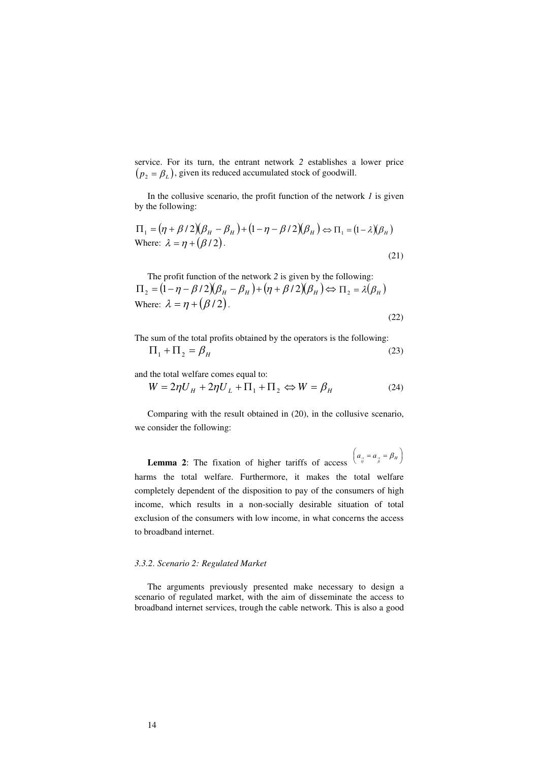service. For its turn, the entrant network *2* establishes a lower price $\left(p_2 = \beta_L\right)$, given its reduced accumulated stock of goodwill.

In the collusive scenario, the profit function of the network *1* is given by the following:

$$\Pi_1 = \left(\eta + \beta / 2\right)\left(\beta_H - \beta_H\right) + \left(1 - \eta - \beta / 2\right)\left(\beta_H\right) \Leftrightarrow \Pi_1 = \left(1 - \lambda\right)\left(\beta_H\right)$$

Where: $\lambda = \eta + \left(\beta / 2\right)$.

(21)

The profit function of the network *2* is given by the following:

$$\Pi_2 = \left(1 - \eta - \beta / 2\right)\left(\beta_H - \beta_H\right) + \left(\eta + \beta / 2\right)\left(\beta_H\right) \Leftrightarrow \Pi_2 = \lambda\left(\beta_H\right)$$

Where: $\lambda = \eta + \left(\beta / 2\right)$.

(22)

The sum of the total profits obtained by the operators is the following:

$$\Pi_1 + \Pi_2 = \beta_H \tag{23}$$

and the total welfare comes equal to:

$$W = 2\eta U_H + 2\eta U_L + \Pi_1 + \Pi_2 \Leftrightarrow W = \beta_H \tag{24}$$

Comparing with the result obtained in (20), in the collusive scenario, we consider the following:

**Lemma 2**: The fixation of higher tariffs of access $\left(a_{\vec{ij}} = a_{\vec{ji}} = \beta_H\right)$ harms the total welfare. Furthermore, it makes the total welfare completely dependent of the disposition to pay of the consumers of high income, which results in a non-socially desirable situation of total exclusion of the consumers with low income, in what concerns the access to broadband internet.

### *3.3.2. Scenario 2: Regulated Market*

The arguments previously presented make necessary to design a scenario of regulated market, with the aim of disseminate the access to broadband internet services, trough the cable network. This is also a good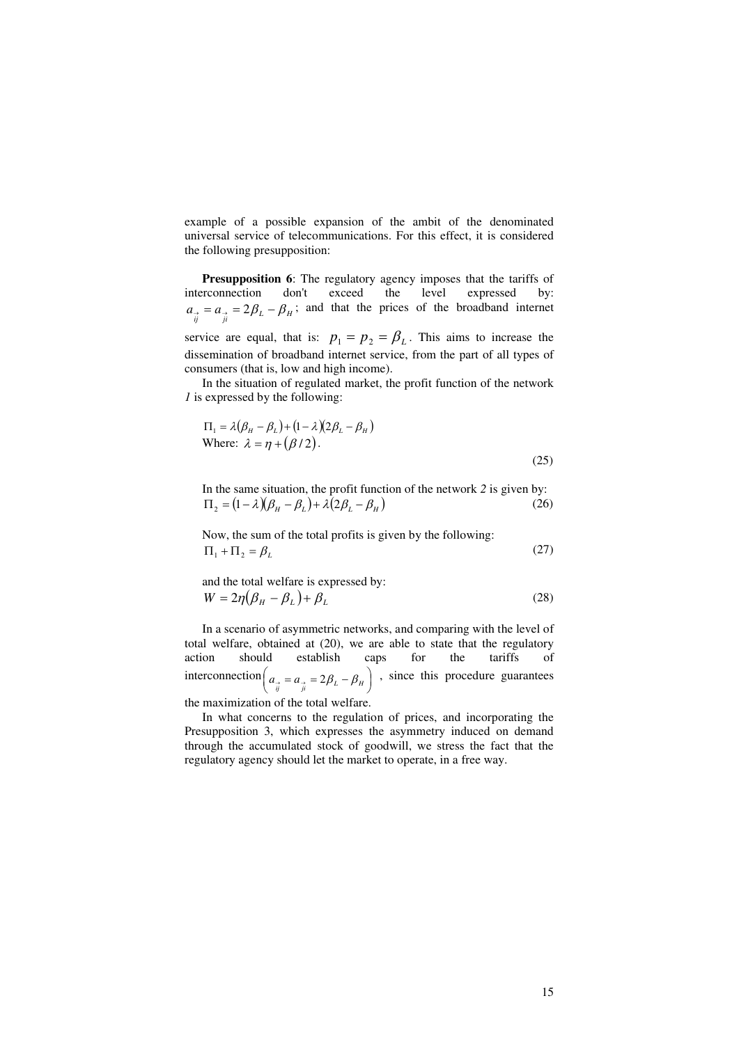example of a possible expansion of the ambit of the denominated universal service of telecommunications. For this effect, it is considered the following presupposition:

**Presupposition 6**: The regulatory agency imposes that the tariffs of interconnection don't exceed the level expressed by: $a_{\vec{ij}} = a_{\vec{ji}} = 2\beta_L - \beta_H$; and that the prices of the broadband internet service are equal, that is: $p_1 = p_2 = \beta_L$. This aims to increase the dissemination of broadband internet service, from the part of all types of consumers (that is, low and high income).

In the situation of regulated market, the profit function of the network *1* is expressed by the following:

$$\Pi_1 = \lambda(\beta_H - \beta_L) + (1-\lambda)(2\beta_L - \beta_H)$$

Where: $\lambda = \eta + (\beta / 2)$.

$$(25)$$

In the same situation, the profit function of the network *2* is given by:

$$\Pi_2 = (1-\lambda)(\beta_H - \beta_L) + \lambda(2\beta_L - \beta_H) \tag{26}$$

Now, the sum of the total profits is given by the following:

$$\Pi_1 + \Pi_2 = \beta_L \tag{27}$$

and the total welfare is expressed by:

$$W = 2\eta(\beta_H - \beta_L) + \beta_L \tag{28}$$

In a scenario of asymmetric networks, and comparing with the level of total welfare, obtained at (20), we are able to state that the regulatory action should establish caps for the tariffs of interconnection $\left( a_{\vec{ij}} = a_{\vec{ji}} = 2\beta_L - \beta_H \right)$, since this procedure guarantees the maximization of the total welfare.

In what concerns to the regulation of prices, and incorporating the Presupposition 3, which expresses the asymmetry induced on demand through the accumulated stock of goodwill, we stress the fact that the regulatory agency should let the market to operate, in a free way.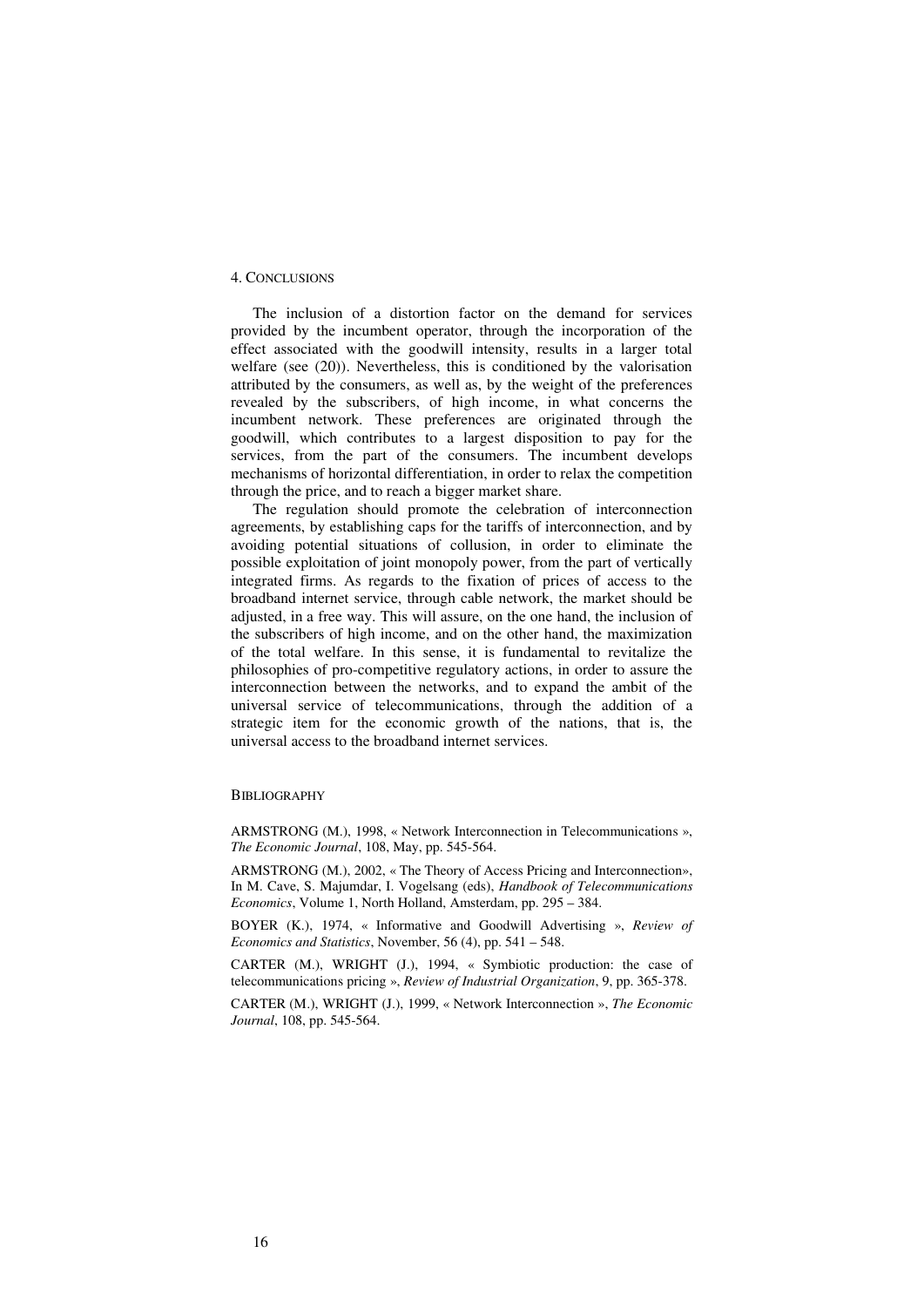## 4. CONCLUSIONS

The inclusion of a distortion factor on the demand for services provided by the incumbent operator, through the incorporation of the effect associated with the goodwill intensity, results in a larger total welfare (see (20)). Nevertheless, this is conditioned by the valorisation attributed by the consumers, as well as, by the weight of the preferences revealed by the subscribers, of high income, in what concerns the incumbent network. These preferences are originated through the goodwill, which contributes to a largest disposition to pay for the services, from the part of the consumers. The incumbent develops mechanisms of horizontal differentiation, in order to relax the competition through the price, and to reach a bigger market share.

The regulation should promote the celebration of interconnection agreements, by establishing caps for the tariffs of interconnection, and by avoiding potential situations of collusion, in order to eliminate the possible exploitation of joint monopoly power, from the part of vertically integrated firms. As regards to the fixation of prices of access to the broadband internet service, through cable network, the market should be adjusted, in a free way. This will assure, on the one hand, the inclusion of the subscribers of high income, and on the other hand, the maximization of the total welfare. In this sense, it is fundamental to revitalize the philosophies of pro-competitive regulatory actions, in order to assure the interconnection between the networks, and to expand the ambit of the universal service of telecommunications, through the addition of a strategic item for the economic growth of the nations, that is, the universal access to the broadband internet services.

## BIBLIOGRAPHY

ARMSTRONG (M.), 1998, « Network Interconnection in Telecommunications », *The Economic Journal*, 108, May, pp. 545-564.

ARMSTRONG (M.), 2002, « The Theory of Access Pricing and Interconnection», In M. Cave, S. Majumdar, I. Vogelsang (eds), *Handbook of Telecommunications Economics*, Volume 1, North Holland, Amsterdam, pp. 295 – 384.

BOYER (K.), 1974, « Informative and Goodwill Advertising », *Review of Economics and Statistics*, November, 56 (4), pp. 541 – 548.

CARTER (M.), WRIGHT (J.), 1994, « Symbiotic production: the case of telecommunications pricing », *Review of Industrial Organization*, 9, pp. 365-378.

CARTER (M.), WRIGHT (J.), 1999, « Network Interconnection », *The Economic Journal*, 108, pp. 545-564.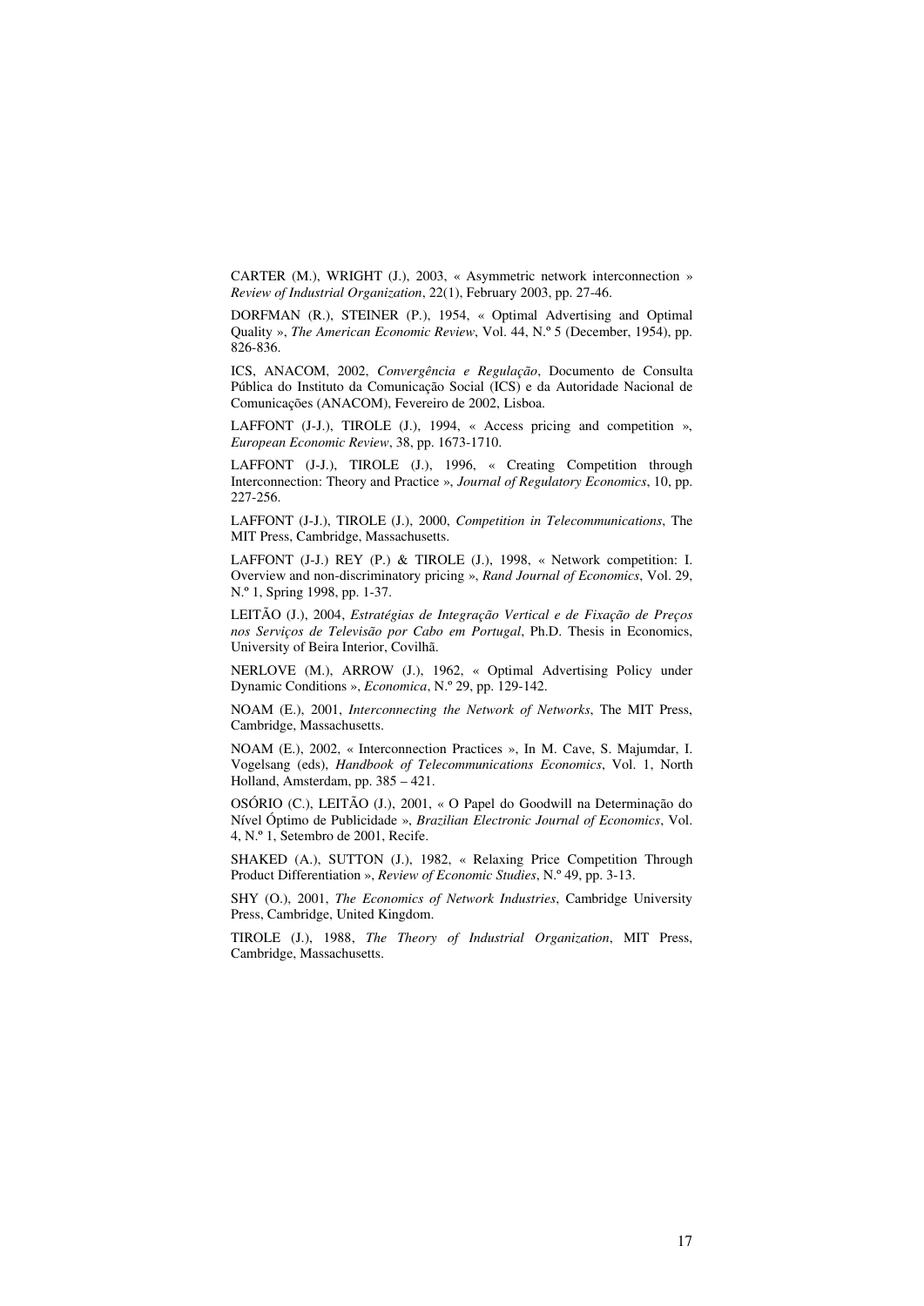CARTER (M.), WRIGHT (J.), 2003, « Asymmetric network interconnection » *Review of Industrial Organization*, 22(1), February 2003, pp. 27-46.

DORFMAN (R.), STEINER (P.), 1954, « Optimal Advertising and Optimal Quality », *The American Economic Review*, Vol. 44, N.º 5 (December, 1954), pp. 826-836.

ICS, ANACOM, 2002, *Convergência e Regulação*, Documento de Consulta Pública do Instituto da Comunicação Social (ICS) e da Autoridade Nacional de Comunicações (ANACOM), Fevereiro de 2002, Lisboa.

LAFFONT (J-J.), TIROLE (J.), 1994, « Access pricing and competition », *European Economic Review*, 38, pp. 1673-1710.

LAFFONT (J-J.), TIROLE (J.), 1996, « Creating Competition through Interconnection: Theory and Practice », *Journal of Regulatory Economics*, 10, pp. 227-256.

LAFFONT (J-J.), TIROLE (J.), 2000, *Competition in Telecommunications*, The MIT Press, Cambridge, Massachusetts.

LAFFONT (J-J.) REY (P.) & TIROLE (J.), 1998, « Network competition: I. Overview and non-discriminatory pricing », *Rand Journal of Economics*, Vol. 29, N.º 1, Spring 1998, pp. 1-37.

LEITÃO (J.), 2004, *Estratégias de Integração Vertical e de Fixação de Preços nos Serviços de Televisão por Cabo em Portugal*, Ph.D. Thesis in Economics, University of Beira Interior, Covilhã.

NERLOVE (M.), ARROW (J.), 1962, « Optimal Advertising Policy under Dynamic Conditions », *Economica*, N.º 29, pp. 129-142.

NOAM (E.), 2001, *Interconnecting the Network of Networks*, The MIT Press, Cambridge, Massachusetts.

NOAM (E.), 2002, « Interconnection Practices », In M. Cave, S. Majumdar, I. Vogelsang (eds), *Handbook of Telecommunications Economics*, Vol. 1, North Holland, Amsterdam, pp. 385 – 421.

OSÓRIO (C.), LEITÃO (J.), 2001, « O Papel do Goodwill na Determinação do Nível Óptimo de Publicidade », *Brazilian Electronic Journal of Economics*, Vol. 4, N.º 1, Setembro de 2001, Recife.

SHAKED (A.), SUTTON (J.), 1982, « Relaxing Price Competition Through Product Differentiation », *Review of Economic Studies*, N.º 49, pp. 3-13.

SHY (O.), 2001, *The Economics of Network Industries*, Cambridge University Press, Cambridge, United Kingdom.

TIROLE (J.), 1988, *The Theory of Industrial Organization*, MIT Press, Cambridge, Massachusetts.